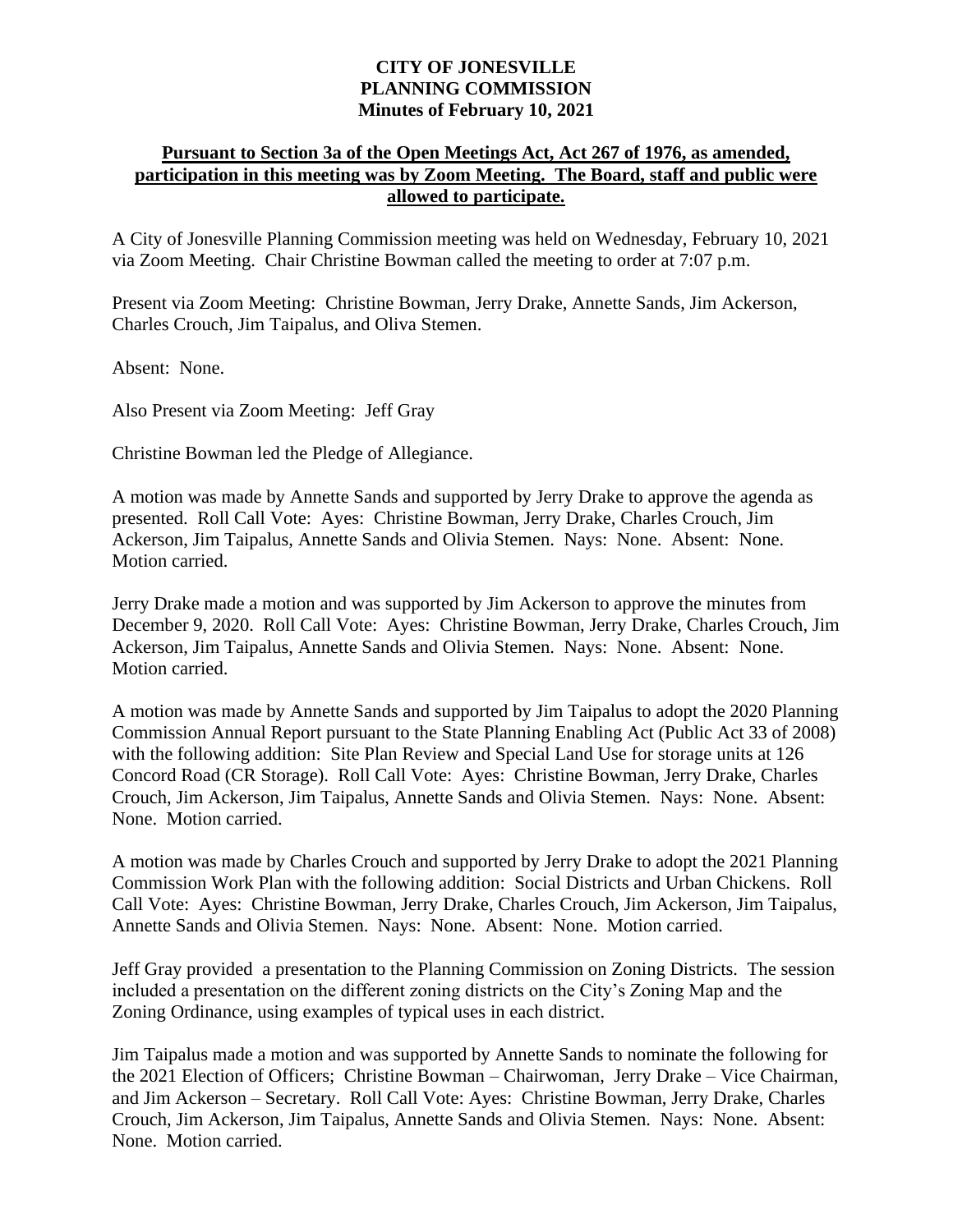**CITY OF JONESVILLE**
**PLANNING COMMISSION**
**Minutes of February 10, 2021**

**Pursuant to Section 3a of the Open Meetings Act, Act 267 of 1976, as amended, participation in this meeting was by Zoom Meeting. The Board, staff and public were allowed to participate.**

A City of Jonesville Planning Commission meeting was held on Wednesday, February 10, 2021 via Zoom Meeting. Chair Christine Bowman called the meeting to order at 7:07 p.m.

Present via Zoom Meeting: Christine Bowman, Jerry Drake, Annette Sands, Jim Ackerson, Charles Crouch, Jim Taipalus, and Oliva Stemen.

Absent: None.

Also Present via Zoom Meeting: Jeff Gray

Christine Bowman led the Pledge of Allegiance.

A motion was made by Annette Sands and supported by Jerry Drake to approve the agenda as presented. Roll Call Vote: Ayes: Christine Bowman, Jerry Drake, Charles Crouch, Jim Ackerson, Jim Taipalus, Annette Sands and Olivia Stemen. Nays: None. Absent: None. Motion carried.

Jerry Drake made a motion and was supported by Jim Ackerson to approve the minutes from December 9, 2020. Roll Call Vote: Ayes: Christine Bowman, Jerry Drake, Charles Crouch, Jim Ackerson, Jim Taipalus, Annette Sands and Olivia Stemen. Nays: None. Absent: None. Motion carried.

A motion was made by Annette Sands and supported by Jim Taipalus to adopt the 2020 Planning Commission Annual Report pursuant to the State Planning Enabling Act (Public Act 33 of 2008) with the following addition: Site Plan Review and Special Land Use for storage units at 126 Concord Road (CR Storage). Roll Call Vote: Ayes: Christine Bowman, Jerry Drake, Charles Crouch, Jim Ackerson, Jim Taipalus, Annette Sands and Olivia Stemen. Nays: None. Absent: None. Motion carried.

A motion was made by Charles Crouch and supported by Jerry Drake to adopt the 2021 Planning Commission Work Plan with the following addition: Social Districts and Urban Chickens. Roll Call Vote: Ayes: Christine Bowman, Jerry Drake, Charles Crouch, Jim Ackerson, Jim Taipalus, Annette Sands and Olivia Stemen. Nays: None. Absent: None. Motion carried.

Jeff Gray provided a presentation to the Planning Commission on Zoning Districts. The session included a presentation on the different zoning districts on the City's Zoning Map and the Zoning Ordinance, using examples of typical uses in each district.

Jim Taipalus made a motion and was supported by Annette Sands to nominate the following for the 2021 Election of Officers; Christine Bowman – Chairwoman, Jerry Drake – Vice Chairman, and Jim Ackerson – Secretary. Roll Call Vote: Ayes: Christine Bowman, Jerry Drake, Charles Crouch, Jim Ackerson, Jim Taipalus, Annette Sands and Olivia Stemen. Nays: None. Absent: None. Motion carried.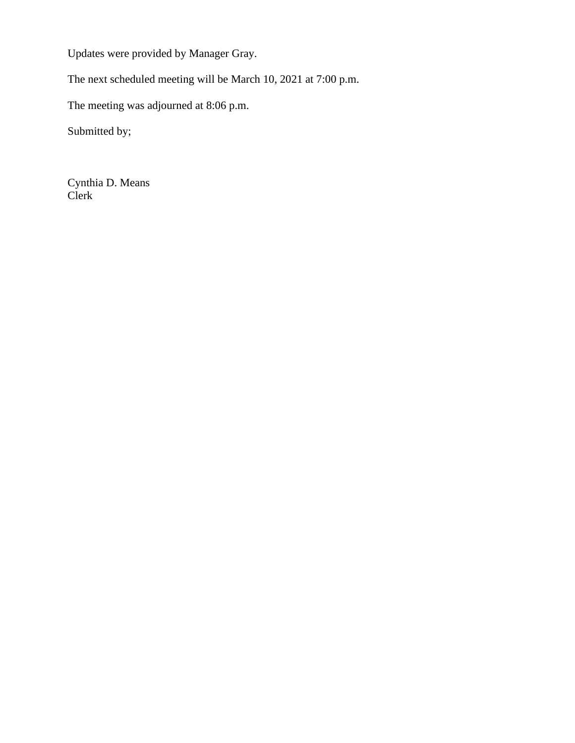Updates were provided by Manager Gray.

The next scheduled meeting will be March 10, 2021 at 7:00 p.m.

The meeting was adjourned at 8:06 p.m.

Submitted by;

Cynthia D. Means
Clerk